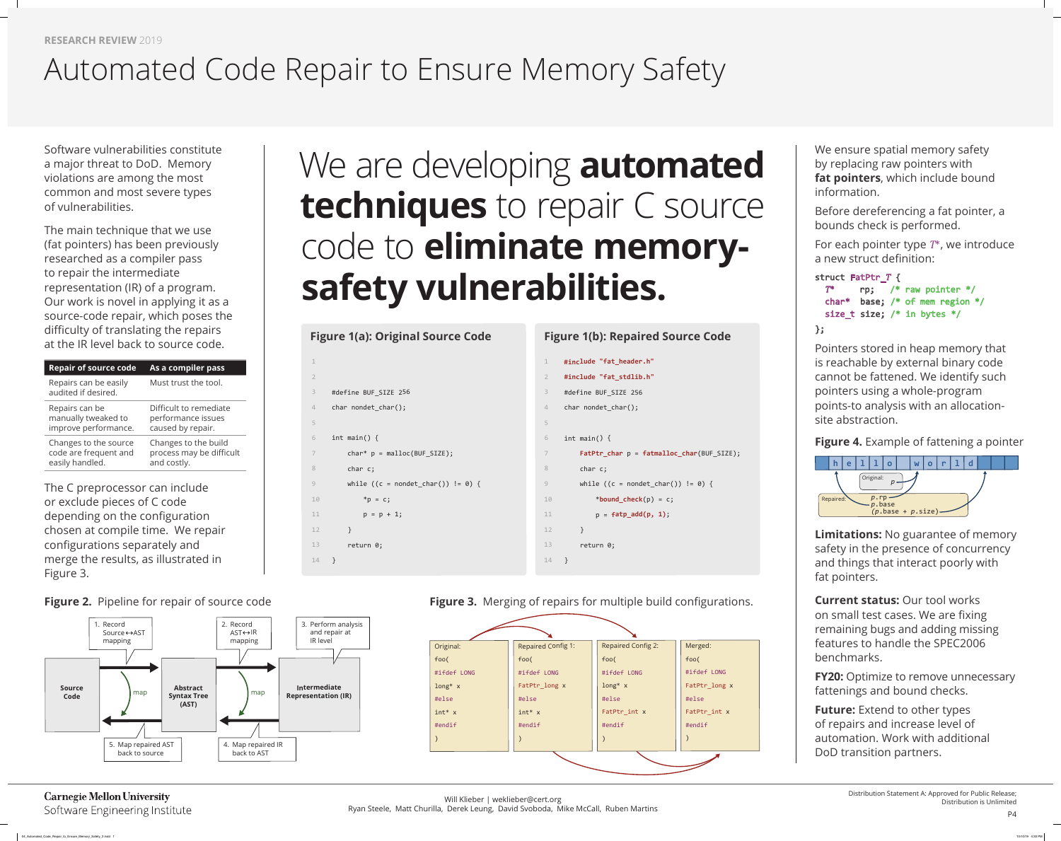RESEARCH REVIEW 2019

# Automated Code Repair to Ensure Memory Safety

Software vulnerabilities constitute a major threat to DoD. Memory violations are among the most common and most severe types of vulnerabilities.

The main technique that we use (fat pointers) has been previously researched as a compiler pass to repair the intermediate representation (IR) of a program. Our work is novel in applying it as a source-code repair, which poses the difficulty of translating the repairs at the IR level back to source code.

| Repair of source code | As a compiler pass |
|---|---|
| Repairs can be easily audited if desired. | Must trust the tool. |
| Repairs can be manually tweaked to improve performance. | Difficult to remediate performance issues caused by repair. |
| Changes to the source code are frequent and easily handled. | Changes to the build process may be difficult and costly. |

The C preprocessor can include or exclude pieces of C code depending on the configuration chosen at compile time. We repair configurations separately and merge the results, as illustrated in Figure 3.

## We are developing **automated techniques** to repair C source code to **eliminate memory-safety vulnerabilities.**

**Figure 1(a): Original Source Code**

```c
1
2
3  #define BUF_SIZE 256
4  char nondet_char();
5
6  int main() {
7      char* p = malloc(BUF_SIZE);
8      char c;
9      while ((c = nondet_char()) != 0) {
10         *p = c;
11         p = p + 1;
12     }
13     return 0;
14 }
```

**Figure 1(b): Repaired Source Code**

```c
1  #include "fat_header.h"
2  #include "fat_stdlib.h"
3  #define BUF_SIZE 256
4  char nondet_char();
5
6  int main() {
7      FatPtr_char p = fatmalloc_char(BUF_SIZE);
8      char c;
9      while ((c = nondet_char()) != 0) {
10         *bound_check(p) = c;
11         p = fatp_add(p, 1);
12     }
13     return 0;
14 }
```

**Figure 2.** Pipeline for repair of source code

Source Code ↔ Abstract Syntax Tree (AST) ↔ Intermediate Representation (IR)

1. Record Source↔AST mapping
2. Record AST↔IR mapping
3. Perform analysis and repair at IR level
4. Map repaired IR back to AST
5. Map repaired AST back to source

**Figure 3.** Merging of repairs for multiple build configurations.

| Original: | Repaired Config 1: | Repaired Config 2: | Merged: |
|---|---|---|---|
| foo( | foo( | foo( | foo( |
| #ifdef LONG | #ifdef LONG | #ifdef LONG | #ifdef LONG |
| long* x | FatPtr_long x | long* x | FatPtr_long x |
| #else | #else | #else | #else |
| int* x | int* x | FatPtr_int x | FatPtr_int x |
| #endif | #endif | #endif | #endif |
| ) | ) | ) | ) |

We ensure spatial memory safety by replacing raw pointers with **fat pointers**, which include bound information.

Before dereferencing a fat pointer, a bounds check is performed.

For each pointer type $T^*$, we introduce a new struct definition:

```c
struct FatPtr_T {
  T*     rp;   /* raw pointer */
  char*  base; /* of mem region */
  size_t size; /* in bytes */
};
```

Pointers stored in heap memory that is reachable by external binary code cannot be fattened. We identify such pointers using a whole-program points-to analysis with an allocation-site abstraction.

**Figure 4.** Example of fattening a pointer

Buffer: h e l l o _ w o r l d

Original: p

Repaired: p.rp, p.base, (p.base + p.size)

**Limitations:** No guarantee of memory safety in the presence of concurrency and things that interact poorly with fat pointers.

**Current status:** Our tool works on small test cases. We are fixing remaining bugs and adding missing features to handle the SPEC2006 benchmarks.

**FY20:** Optimize to remove unnecessary fattenings and bound checks.

**Future:** Extend to other types of repairs and increase level of automation. Work with additional DoD transition partners.

Carnegie Mellon University
Software Engineering Institute

Will Klieber | weklieber@cert.org
Ryan Steele, Matt Churilla, Derek Leung, David Svoboda, Mike McCall, Ruben Martins

Distribution Statement A: Approved for Public Release; Distribution is Unlimited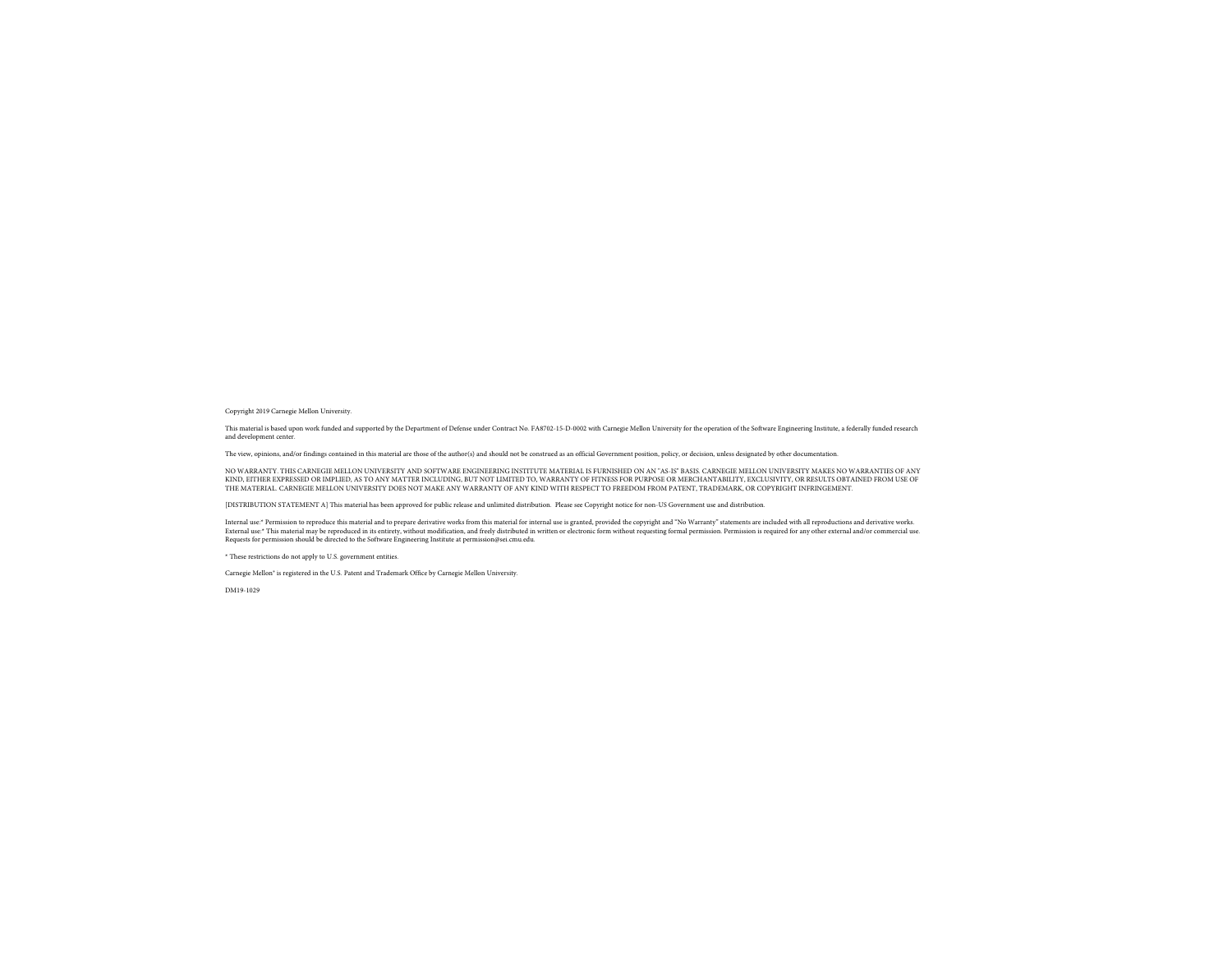Copyright 2019 Carnegie Mellon University.

This material is based upon work funded and supported by the Department of Defense under Contract No. FA8702-15-D-0002 with Carnegie Mellon University for the operation of the Software Engineering Institute, a federally funded research and development center.

The view, opinions, and/or findings contained in this material are those of the author(s) and should not be construed as an official Government position, policy, or decision, unless designated by other documentation.

NO WARRANTY. THIS CARNEGIE MELLON UNIVERSITY AND SOFTWARE ENGINEERING INSTITUTE MATERIAL IS FURNISHED ON AN "AS-IS" BASIS. CARNEGIE MELLON UNIVERSITY MAKES NO WARRANTIES OF ANY KIND, EITHER EXPRESSED OR IMPLIED, AS TO ANY MATTER INCLUDING, BUT NOT LIMITED TO, WARRANTY OF FITNESS FOR PURPOSE OR MERCHANTABILITY, EXCLUSIVITY, OR RESULTS OBTAINED FROM USE OF THE MATERIAL. CARNEGIE MELLON UNIVERSITY DOES NOT MAKE ANY WARRANTY OF ANY KIND WITH RESPECT TO FREEDOM FROM PATENT, TRADEMARK, OR COPYRIGHT INFRINGEMENT.

[DISTRIBUTION STATEMENT A] This material has been approved for public release and unlimited distribution. Please see Copyright notice for non-US Government use and distribution.

Internal use:* Permission to reproduce this material and to prepare derivative works from this material for internal use is granted, provided the copyright and "No Warranty" statements are included with all reproductions and derivative works. External use:* This material may be reproduced in its entirety, without modification, and freely distributed in written or electronic form without requesting formal permission. Permission is required for any other external and/or commercial use. Requests for permission should be directed to the Software Engineering Institute at permission@sei.cmu.edu.

* These restrictions do not apply to U.S. government entities.

Carnegie Mellon® is registered in the U.S. Patent and Trademark Office by Carnegie Mellon University.

DM19-1029